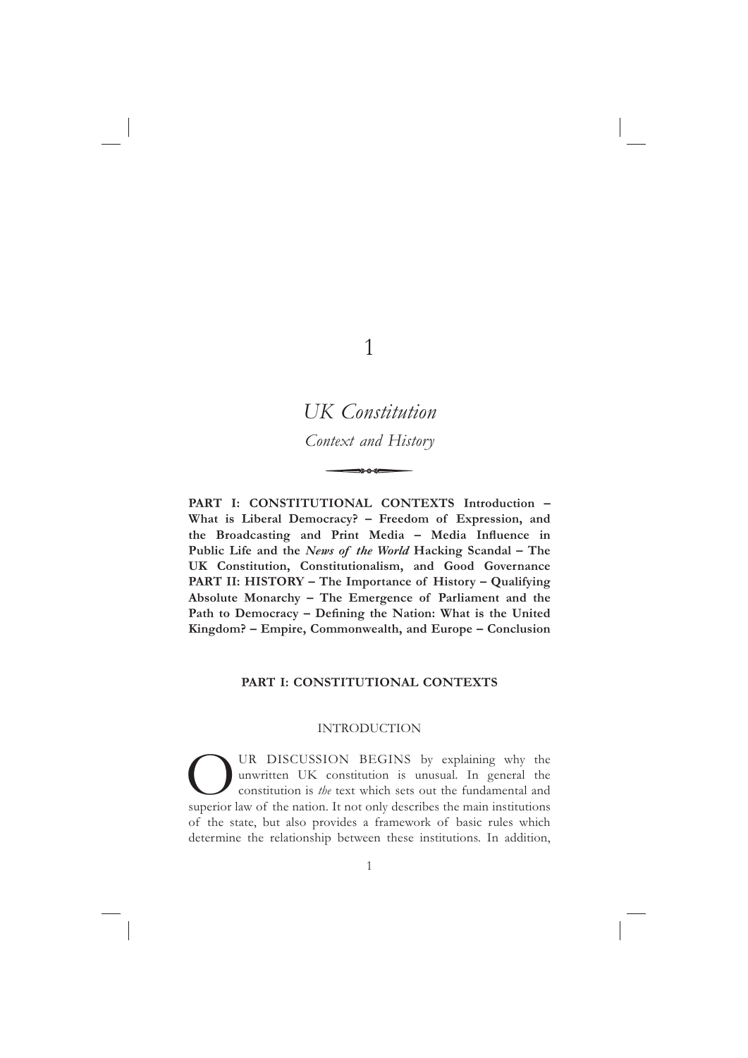# 1

# *UK Constitution*

## *Context and History*

**PART I: CONSTITUTIONAL CONTEXTS Introduction – What is Liberal Democracy? – Freedom of Expression, and the Broadcasting and Print Media – Media Influence in Public Life and the *News of the World* Hacking Scandal – The UK Constitution, Constitutionalism, and Good Governance PART II: HISTORY – The Importance of History – Qualifying Absolute Monarchy – The Emergence of Parliament and the Path to Democracy – Defining the Nation: What is the United Kingdom? – Empire, Commonwealth, and Europe – Conclusion**

## PART I: CONSTITUTIONAL CONTEXTS

### INTRODUCTION

OUR DISCUSSION BEGINS by explaining why the unwritten UK constitution is unusual. In general the constitution is *the* text which sets out the fundamental and superior law of the nation. It not only describes the main institutions of the state, but also provides a framework of basic rules which determine the relationship between these institutions. In addition,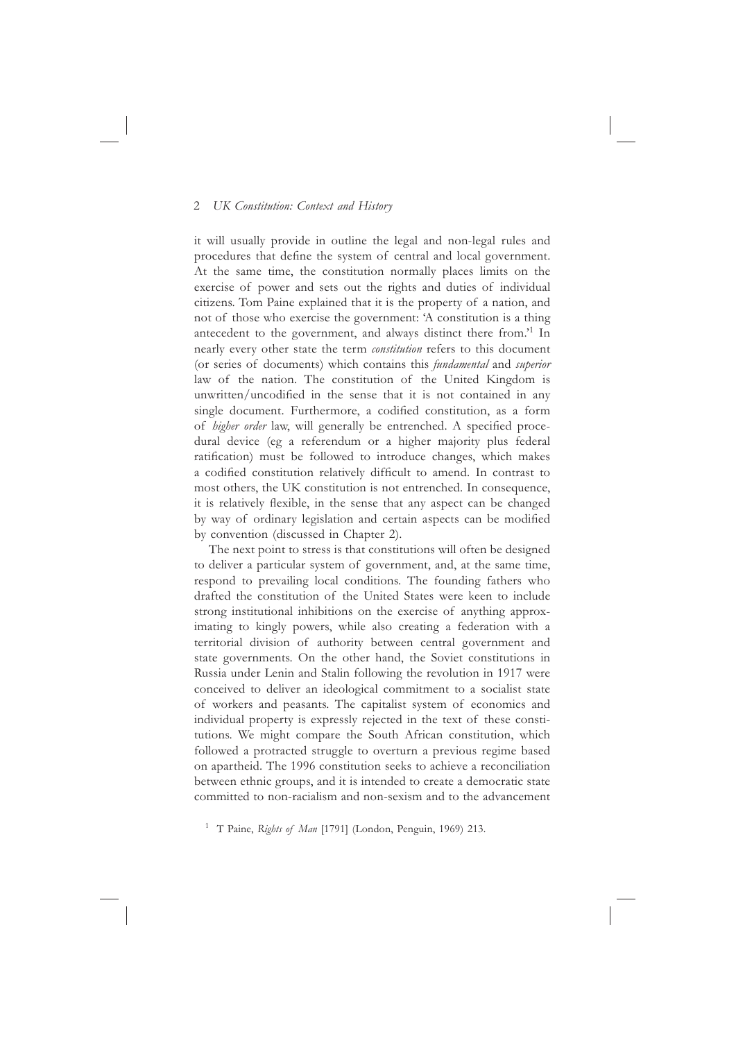it will usually provide in outline the legal and non-legal rules and procedures that define the system of central and local government. At the same time, the constitution normally places limits on the exercise of power and sets out the rights and duties of individual citizens. Tom Paine explained that it is the property of a nation, and not of those who exercise the government: 'A constitution is a thing antecedent to the government, and always distinct there from.'[1] In nearly every other state the term *constitution* refers to this document (or series of documents) which contains this *fundamental* and *superior* law of the nation. The constitution of the United Kingdom is unwritten/uncodified in the sense that it is not contained in any single document. Furthermore, a codified constitution, as a form of *higher order* law, will generally be entrenched. A specified procedural device (eg a referendum or a higher majority plus federal ratification) must be followed to introduce changes, which makes a codified constitution relatively difficult to amend. In contrast to most others, the UK constitution is not entrenched. In consequence, it is relatively flexible, in the sense that any aspect can be changed by way of ordinary legislation and certain aspects can be modified by convention (discussed in Chapter 2).

The next point to stress is that constitutions will often be designed to deliver a particular system of government, and, at the same time, respond to prevailing local conditions. The founding fathers who drafted the constitution of the United States were keen to include strong institutional inhibitions on the exercise of anything approximating to kingly powers, while also creating a federation with a territorial division of authority between central government and state governments. On the other hand, the Soviet constitutions in Russia under Lenin and Stalin following the revolution in 1917 were conceived to deliver an ideological commitment to a socialist state of workers and peasants. The capitalist system of economics and individual property is expressly rejected in the text of these constitutions. We might compare the South African constitution, which followed a protracted struggle to overturn a previous regime based on apartheid. The 1996 constitution seeks to achieve a reconciliation between ethnic groups, and it is intended to create a democratic state committed to non-racialism and non-sexism and to the advancement

[1] T Paine, *Rights of Man* [1791] (London, Penguin, 1969) 213.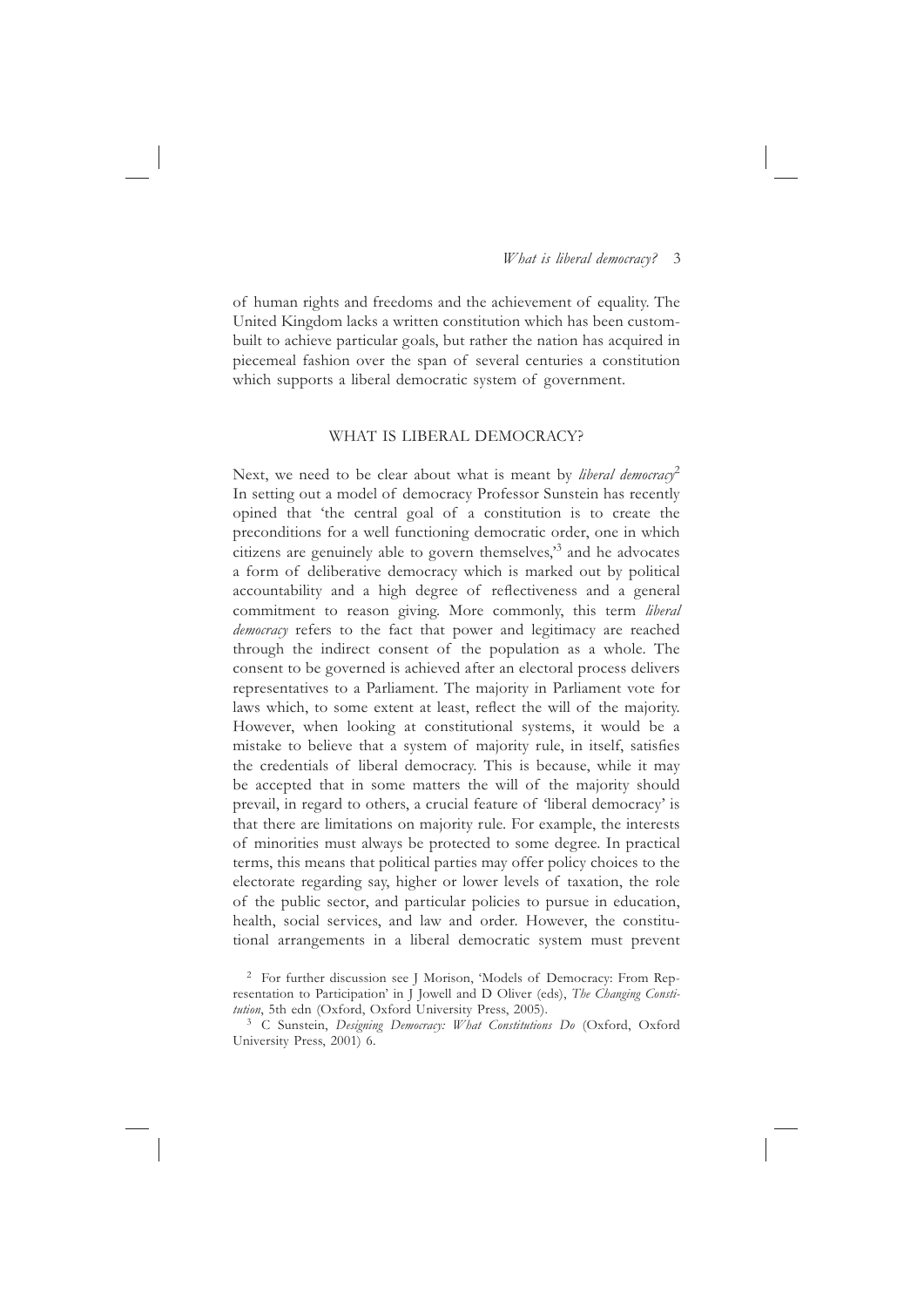of human rights and freedoms and the achievement of equality. The United Kingdom lacks a written constitution which has been custom-built to achieve particular goals, but rather the nation has acquired in piecemeal fashion over the span of several centuries a constitution which supports a liberal democratic system of government.

## WHAT IS LIBERAL DEMOCRACY?

Next, we need to be clear about what is meant by *liberal democracy*[2] In setting out a model of democracy Professor Sunstein has recently opined that 'the central goal of a constitution is to create the preconditions for a well functioning democratic order, one in which citizens are genuinely able to govern themselves,'[3] and he advocates a form of deliberative democracy which is marked out by political accountability and a high degree of reflectiveness and a general commitment to reason giving. More commonly, this term *liberal democracy* refers to the fact that power and legitimacy are reached through the indirect consent of the population as a whole. The consent to be governed is achieved after an electoral process delivers representatives to a Parliament. The majority in Parliament vote for laws which, to some extent at least, reflect the will of the majority. However, when looking at constitutional systems, it would be a mistake to believe that a system of majority rule, in itself, satisfies the credentials of liberal democracy. This is because, while it may be accepted that in some matters the will of the majority should prevail, in regard to others, a crucial feature of 'liberal democracy' is that there are limitations on majority rule. For example, the interests of minorities must always be protected to some degree. In practical terms, this means that political parties may offer policy choices to the electorate regarding say, higher or lower levels of taxation, the role of the public sector, and particular policies to pursue in education, health, social services, and law and order. However, the constitutional arrangements in a liberal democratic system must prevent

[2] For further discussion see J Morison, 'Models of Democracy: From Representation to Participation' in J Jowell and D Oliver (eds), *The Changing Constitution*, 5th edn (Oxford, Oxford University Press, 2005).

[3] C Sunstein, *Designing Democracy: What Constitutions Do* (Oxford, Oxford University Press, 2001) 6.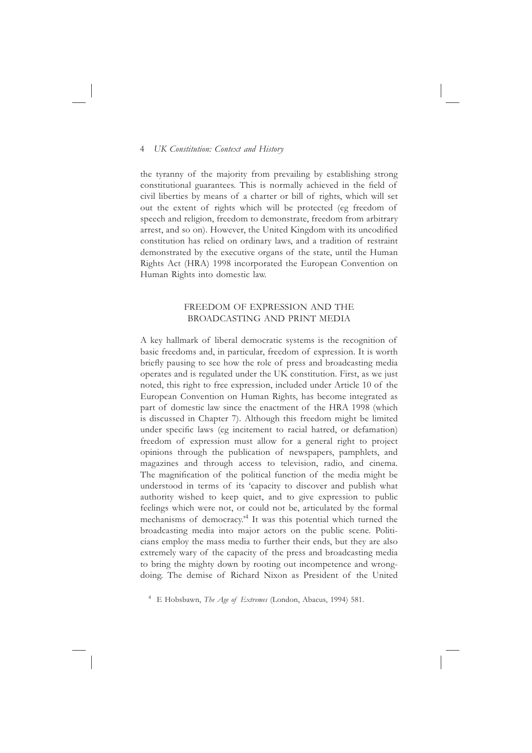the tyranny of the majority from prevailing by establishing strong constitutional guarantees. This is normally achieved in the field of civil liberties by means of a charter or bill of rights, which will set out the extent of rights which will be protected (eg freedom of speech and religion, freedom to demonstrate, freedom from arbitrary arrest, and so on). However, the United Kingdom with its uncodified constitution has relied on ordinary laws, and a tradition of restraint demonstrated by the executive organs of the state, until the Human Rights Act (HRA) 1998 incorporated the European Convention on Human Rights into domestic law.

## FREEDOM OF EXPRESSION AND THE BROADCASTING AND PRINT MEDIA

A key hallmark of liberal democratic systems is the recognition of basic freedoms and, in particular, freedom of expression. It is worth briefly pausing to see how the role of press and broadcasting media operates and is regulated under the UK constitution. First, as we just noted, this right to free expression, included under Article 10 of the European Convention on Human Rights, has become integrated as part of domestic law since the enactment of the HRA 1998 (which is discussed in Chapter 7). Although this freedom might be limited under specific laws (eg incitement to racial hatred, or defamation) freedom of expression must allow for a general right to project opinions through the publication of newspapers, pamphlets, and magazines and through access to television, radio, and cinema. The magnification of the political function of the media might be understood in terms of its 'capacity to discover and publish what authority wished to keep quiet, and to give expression to public feelings which were not, or could not be, articulated by the formal mechanisms of democracy.'[4] It was this potential which turned the broadcasting media into major actors on the public scene. Politicians employ the mass media to further their ends, but they are also extremely wary of the capacity of the press and broadcasting media to bring the mighty down by rooting out incompetence and wrongdoing. The demise of Richard Nixon as President of the United

[4] E Hobsbawn, *The Age of Extremes* (London, Abacus, 1994) 581.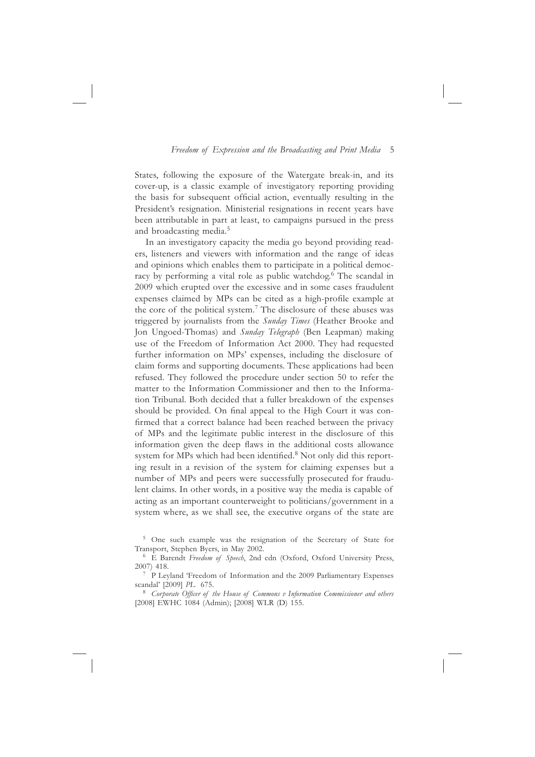States, following the exposure of the Watergate break-in, and its cover-up, is a classic example of investigatory reporting providing the basis for subsequent official action, eventually resulting in the President's resignation. Ministerial resignations in recent years have been attributable in part at least, to campaigns pursued in the press and broadcasting media.[5]

In an investigatory capacity the media go beyond providing readers, listeners and viewers with information and the range of ideas and opinions which enables them to participate in a political democracy by performing a vital role as public watchdog.[6] The scandal in 2009 which erupted over the excessive and in some cases fraudulent expenses claimed by MPs can be cited as a high-profile example at the core of the political system.[7] The disclosure of these abuses was triggered by journalists from the *Sunday Times* (Heather Brooke and Jon Ungoed-Thomas) and *Sunday Telegraph* (Ben Leapman) making use of the Freedom of Information Act 2000. They had requested further information on MPs' expenses, including the disclosure of claim forms and supporting documents. These applications had been refused. They followed the procedure under section 50 to refer the matter to the Information Commissioner and then to the Information Tribunal. Both decided that a fuller breakdown of the expenses should be provided. On final appeal to the High Court it was confirmed that a correct balance had been reached between the privacy of MPs and the legitimate public interest in the disclosure of this information given the deep flaws in the additional costs allowance system for MPs which had been identified.[8] Not only did this reporting result in a revision of the system for claiming expenses but a number of MPs and peers were successfully prosecuted for fraudulent claims. In other words, in a positive way the media is capable of acting as an important counterweight to politicians/government in a system where, as we shall see, the executive organs of the state are

---

[5] One such example was the resignation of the Secretary of State for Transport, Stephen Byers, in May 2002.

[6] E Barendt *Freedom of Speech*, 2nd edn (Oxford, Oxford University Press, 2007) 418.

[7] P Leyland 'Freedom of Information and the 2009 Parliamentary Expenses scandal' [2009] *PL* 675.

[8] *Corporate Officer of the House of Commons v Information Commissioner and others* [2008] EWHC 1084 (Admin); [2008] WLR (D) 155.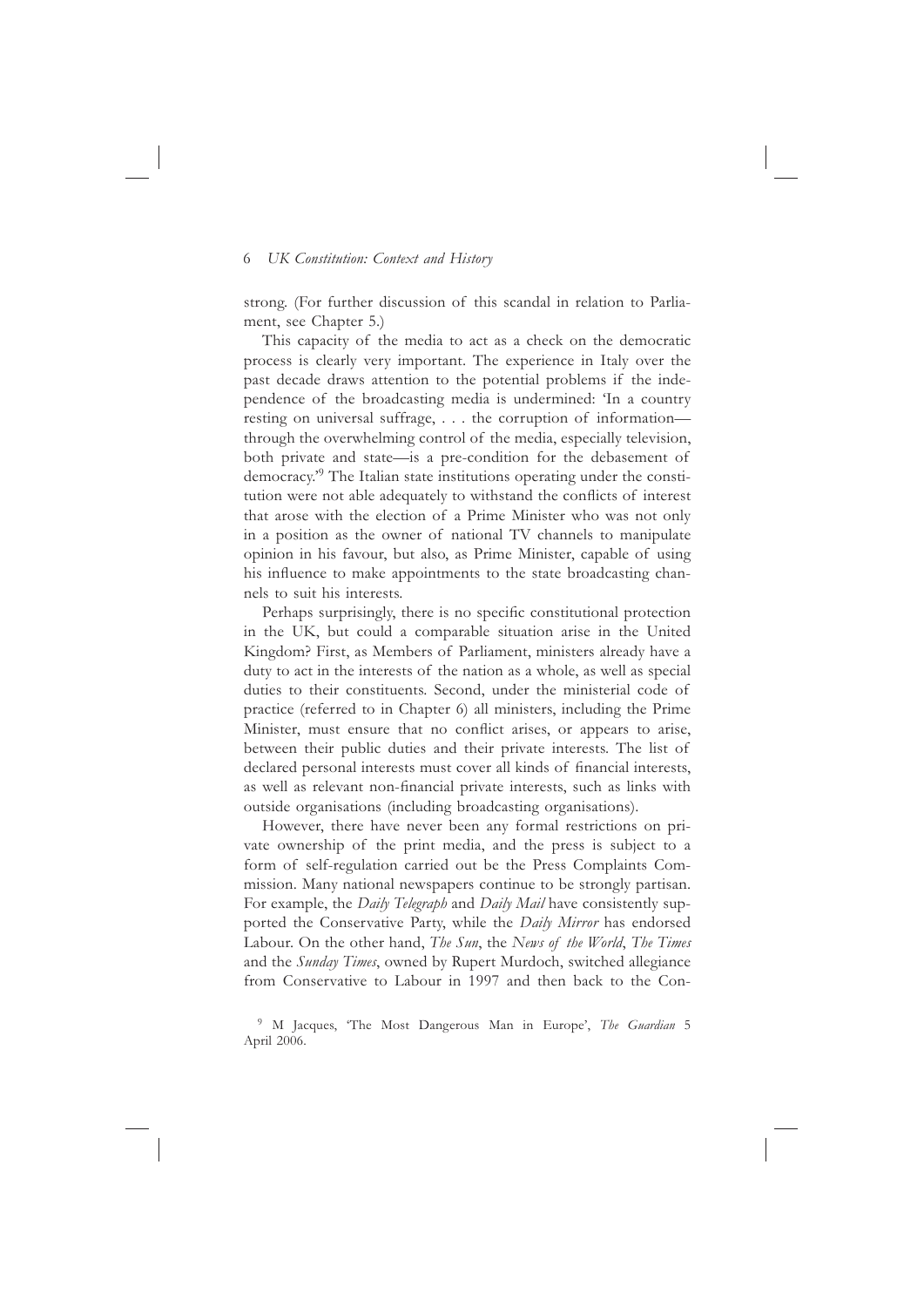strong. (For further discussion of this scandal in relation to Parliament, see Chapter 5.)

This capacity of the media to act as a check on the democratic process is clearly very important. The experience in Italy over the past decade draws attention to the potential problems if the independence of the broadcasting media is undermined: 'In a country resting on universal suffrage, . . . the corruption of information—through the overwhelming control of the media, especially television, both private and state—is a pre-condition for the debasement of democracy.'[9] The Italian state institutions operating under the constitution were not able adequately to withstand the conflicts of interest that arose with the election of a Prime Minister who was not only in a position as the owner of national TV channels to manipulate opinion in his favour, but also, as Prime Minister, capable of using his influence to make appointments to the state broadcasting channels to suit his interests.

Perhaps surprisingly, there is no specific constitutional protection in the UK, but could a comparable situation arise in the United Kingdom? First, as Members of Parliament, ministers already have a duty to act in the interests of the nation as a whole, as well as special duties to their constituents. Second, under the ministerial code of practice (referred to in Chapter 6) all ministers, including the Prime Minister, must ensure that no conflict arises, or appears to arise, between their public duties and their private interests. The list of declared personal interests must cover all kinds of financial interests, as well as relevant non-financial private interests, such as links with outside organisations (including broadcasting organisations).

However, there have never been any formal restrictions on private ownership of the print media, and the press is subject to a form of self-regulation carried out be the Press Complaints Commission. Many national newspapers continue to be strongly partisan. For example, the *Daily Telegraph* and *Daily Mail* have consistently supported the Conservative Party, while the *Daily Mirror* has endorsed Labour. On the other hand, *The Sun*, the *News of the World*, *The Times* and the *Sunday Times*, owned by Rupert Murdoch, switched allegiance from Conservative to Labour in 1997 and then back to the Con-

[9] M Jacques, 'The Most Dangerous Man in Europe', *The Guardian* 5 April 2006.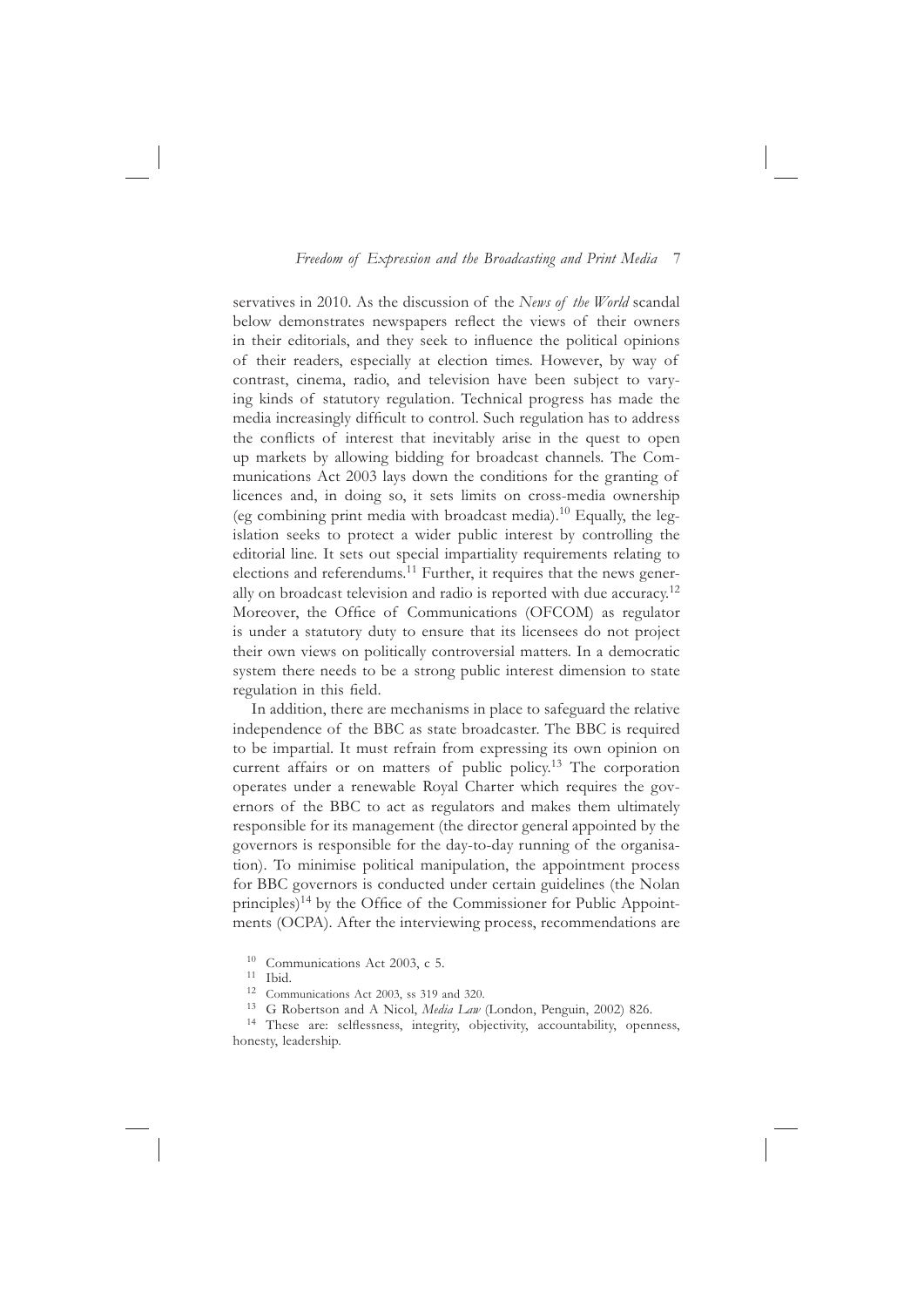servatives in 2010. As the discussion of the *News of the World* scandal below demonstrates newspapers reflect the views of their owners in their editorials, and they seek to influence the political opinions of their readers, especially at election times. However, by way of contrast, cinema, radio, and television have been subject to varying kinds of statutory regulation. Technical progress has made the media increasingly difficult to control. Such regulation has to address the conflicts of interest that inevitably arise in the quest to open up markets by allowing bidding for broadcast channels. The Communications Act 2003 lays down the conditions for the granting of licences and, in doing so, it sets limits on cross-media ownership (eg combining print media with broadcast media).[10] Equally, the legislation seeks to protect a wider public interest by controlling the editorial line. It sets out special impartiality requirements relating to elections and referendums.[11] Further, it requires that the news generally on broadcast television and radio is reported with due accuracy.[12] Moreover, the Office of Communications (OFCOM) as regulator is under a statutory duty to ensure that its licensees do not project their own views on politically controversial matters. In a democratic system there needs to be a strong public interest dimension to state regulation in this field.

In addition, there are mechanisms in place to safeguard the relative independence of the BBC as state broadcaster. The BBC is required to be impartial. It must refrain from expressing its own opinion on current affairs or on matters of public policy.[13] The corporation operates under a renewable Royal Charter which requires the governors of the BBC to act as regulators and makes them ultimately responsible for its management (the director general appointed by the governors is responsible for the day-to-day running of the organisation). To minimise political manipulation, the appointment process for BBC governors is conducted under certain guidelines (the Nolan principles)[14] by the Office of the Commissioner for Public Appointments (OCPA). After the interviewing process, recommendations are

[10] Communications Act 2003, c 5.

[11] Ibid.

[12] Communications Act 2003, ss 319 and 320.

[13] G Robertson and A Nicol, *Media Law* (London, Penguin, 2002) 826.

[14] These are: selflessness, integrity, objectivity, accountability, openness, honesty, leadership.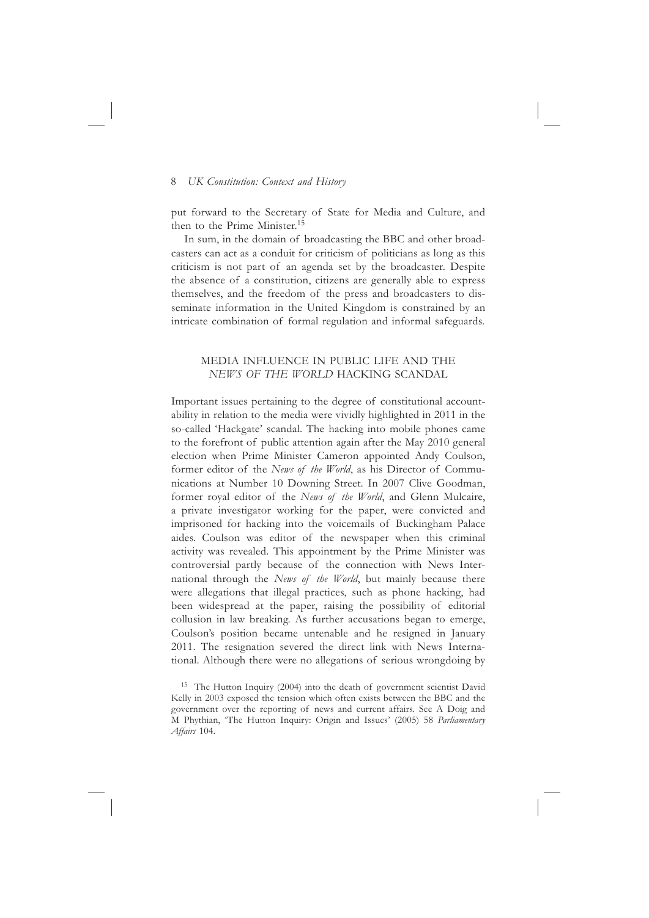put forward to the Secretary of State for Media and Culture, and then to the Prime Minister.[15]

In sum, in the domain of broadcasting the BBC and other broadcasters can act as a conduit for criticism of politicians as long as this criticism is not part of an agenda set by the broadcaster. Despite the absence of a constitution, citizens are generally able to express themselves, and the freedom of the press and broadcasters to disseminate information in the United Kingdom is constrained by an intricate combination of formal regulation and informal safeguards.

## MEDIA INFLUENCE IN PUBLIC LIFE AND THE *NEWS OF THE WORLD* HACKING SCANDAL

Important issues pertaining to the degree of constitutional accountability in relation to the media were vividly highlighted in 2011 in the so-called 'Hackgate' scandal. The hacking into mobile phones came to the forefront of public attention again after the May 2010 general election when Prime Minister Cameron appointed Andy Coulson, former editor of the *News of the World*, as his Director of Communications at Number 10 Downing Street. In 2007 Clive Goodman, former royal editor of the *News of the World*, and Glenn Mulcaire, a private investigator working for the paper, were convicted and imprisoned for hacking into the voicemails of Buckingham Palace aides. Coulson was editor of the newspaper when this criminal activity was revealed. This appointment by the Prime Minister was controversial partly because of the connection with News International through the *News of the World*, but mainly because there were allegations that illegal practices, such as phone hacking, had been widespread at the paper, raising the possibility of editorial collusion in law breaking. As further accusations began to emerge, Coulson's position became untenable and he resigned in January 2011. The resignation severed the direct link with News International. Although there were no allegations of serious wrongdoing by

[15] The Hutton Inquiry (2004) into the death of government scientist David Kelly in 2003 exposed the tension which often exists between the BBC and the government over the reporting of news and current affairs. See A Doig and M Phythian, 'The Hutton Inquiry: Origin and Issues' (2005) 58 *Parliamentary Affairs* 104.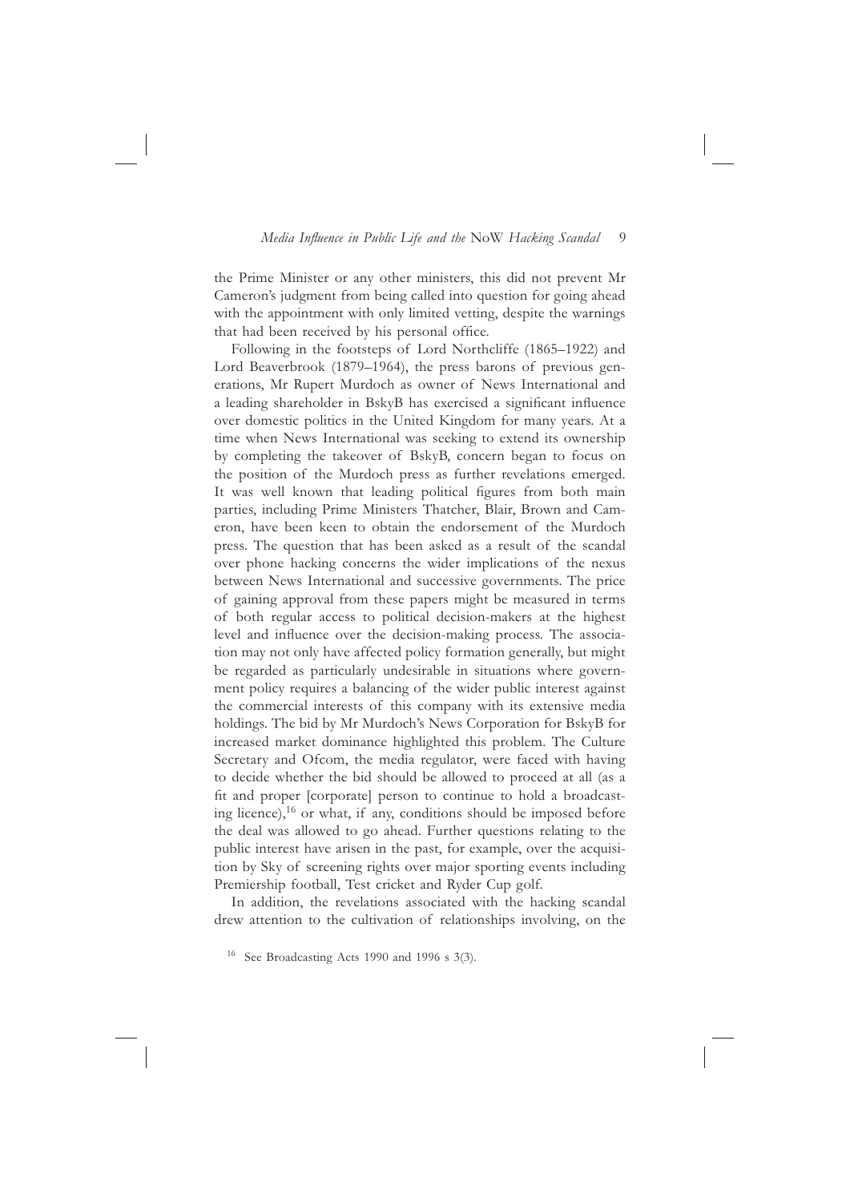the Prime Minister or any other ministers, this did not prevent Mr Cameron's judgment from being called into question for going ahead with the appointment with only limited vetting, despite the warnings that had been received by his personal office.

Following in the footsteps of Lord Northcliffe (1865–1922) and Lord Beaverbrook (1879–1964), the press barons of previous generations, Mr Rupert Murdoch as owner of News International and a leading shareholder in BskyB has exercised a significant influence over domestic politics in the United Kingdom for many years. At a time when News International was seeking to extend its ownership by completing the takeover of BskyB, concern began to focus on the position of the Murdoch press as further revelations emerged. It was well known that leading political figures from both main parties, including Prime Ministers Thatcher, Blair, Brown and Cameron, have been keen to obtain the endorsement of the Murdoch press. The question that has been asked as a result of the scandal over phone hacking concerns the wider implications of the nexus between News International and successive governments. The price of gaining approval from these papers might be measured in terms of both regular access to political decision-makers at the highest level and influence over the decision-making process. The association may not only have affected policy formation generally, but might be regarded as particularly undesirable in situations where government policy requires a balancing of the wider public interest against the commercial interests of this company with its extensive media holdings. The bid by Mr Murdoch's News Corporation for BskyB for increased market dominance highlighted this problem. The Culture Secretary and Ofcom, the media regulator, were faced with having to decide whether the bid should be allowed to proceed at all (as a fit and proper [corporate] person to continue to hold a broadcasting licence),[16] or what, if any, conditions should be imposed before the deal was allowed to go ahead. Further questions relating to the public interest have arisen in the past, for example, over the acquisition by Sky of screening rights over major sporting events including Premiership football, Test cricket and Ryder Cup golf.

In addition, the revelations associated with the hacking scandal drew attention to the cultivation of relationships involving, on the

[16] See Broadcasting Acts 1990 and 1996 s 3(3).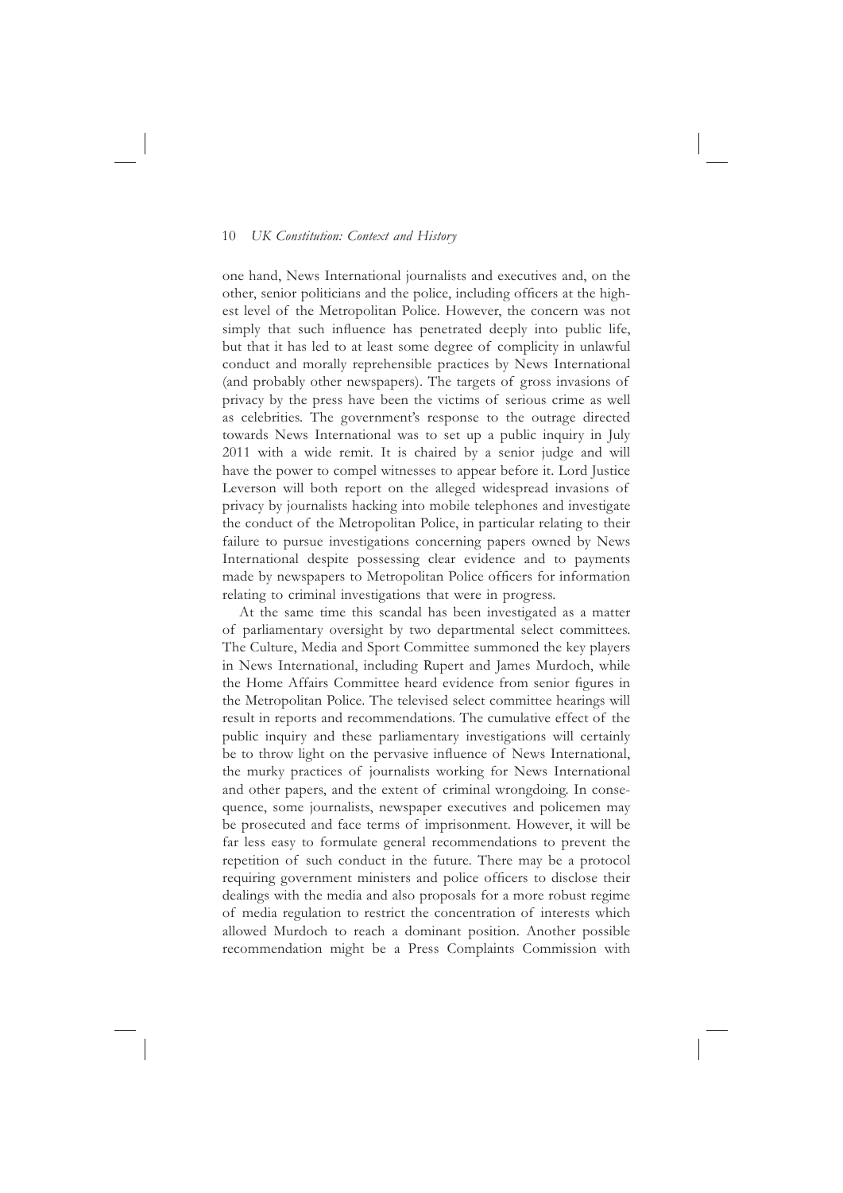one hand, News International journalists and executives and, on the other, senior politicians and the police, including officers at the highest level of the Metropolitan Police. However, the concern was not simply that such influence has penetrated deeply into public life, but that it has led to at least some degree of complicity in unlawful conduct and morally reprehensible practices by News International (and probably other newspapers). The targets of gross invasions of privacy by the press have been the victims of serious crime as well as celebrities. The government's response to the outrage directed towards News International was to set up a public inquiry in July 2011 with a wide remit. It is chaired by a senior judge and will have the power to compel witnesses to appear before it. Lord Justice Leverson will both report on the alleged widespread invasions of privacy by journalists hacking into mobile telephones and investigate the conduct of the Metropolitan Police, in particular relating to their failure to pursue investigations concerning papers owned by News International despite possessing clear evidence and to payments made by newspapers to Metropolitan Police officers for information relating to criminal investigations that were in progress.

At the same time this scandal has been investigated as a matter of parliamentary oversight by two departmental select committees. The Culture, Media and Sport Committee summoned the key players in News International, including Rupert and James Murdoch, while the Home Affairs Committee heard evidence from senior figures in the Metropolitan Police. The televised select committee hearings will result in reports and recommendations. The cumulative effect of the public inquiry and these parliamentary investigations will certainly be to throw light on the pervasive influence of News International, the murky practices of journalists working for News International and other papers, and the extent of criminal wrongdoing. In consequence, some journalists, newspaper executives and policemen may be prosecuted and face terms of imprisonment. However, it will be far less easy to formulate general recommendations to prevent the repetition of such conduct in the future. There may be a protocol requiring government ministers and police officers to disclose their dealings with the media and also proposals for a more robust regime of media regulation to restrict the concentration of interests which allowed Murdoch to reach a dominant position. Another possible recommendation might be a Press Complaints Commission with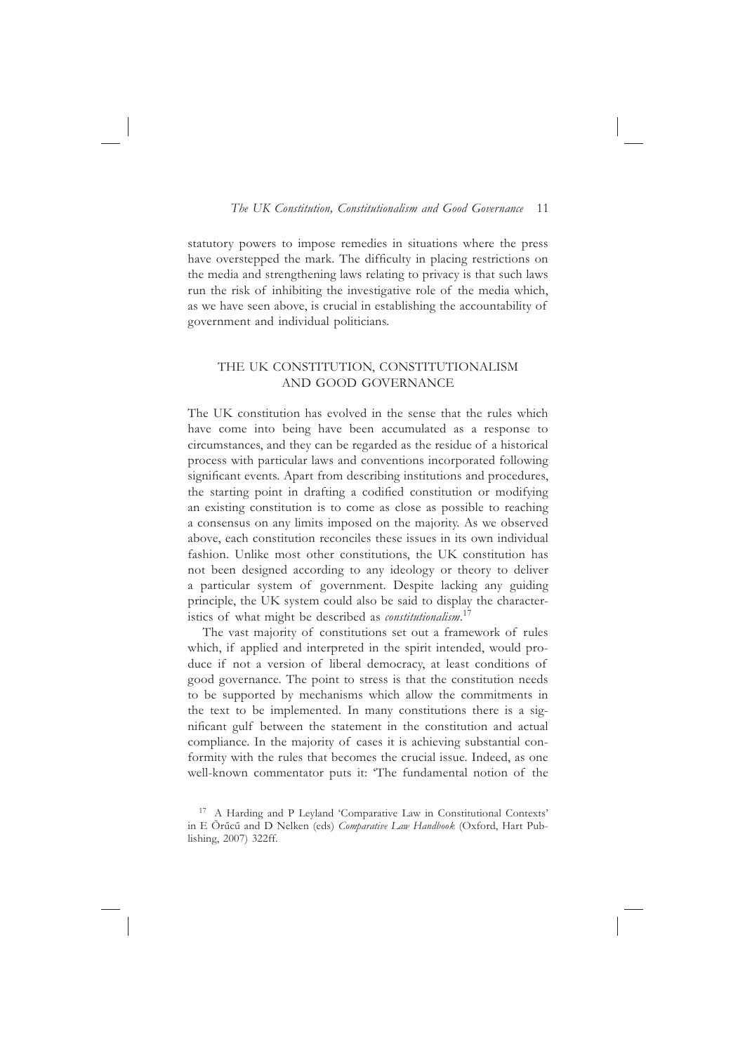statutory powers to impose remedies in situations where the press have overstepped the mark. The difficulty in placing restrictions on the media and strengthening laws relating to privacy is that such laws run the risk of inhibiting the investigative role of the media which, as we have seen above, is crucial in establishing the accountability of government and individual politicians.

## THE UK CONSTITUTION, CONSTITUTIONALISM AND GOOD GOVERNANCE

The UK constitution has evolved in the sense that the rules which have come into being have been accumulated as a response to circumstances, and they can be regarded as the residue of a historical process with particular laws and conventions incorporated following significant events. Apart from describing institutions and procedures, the starting point in drafting a codified constitution or modifying an existing constitution is to come as close as possible to reaching a consensus on any limits imposed on the majority. As we observed above, each constitution reconciles these issues in its own individual fashion. Unlike most other constitutions, the UK constitution has not been designed according to any ideology or theory to deliver a particular system of government. Despite lacking any guiding principle, the UK system could also be said to display the characteristics of what might be described as *constitutionalism*.[17]

The vast majority of constitutions set out a framework of rules which, if applied and interpreted in the spirit intended, would produce if not a version of liberal democracy, at least conditions of good governance. The point to stress is that the constitution needs to be supported by mechanisms which allow the commitments in the text to be implemented. In many constitutions there is a significant gulf between the statement in the constitution and actual compliance. In the majority of cases it is achieving substantial conformity with the rules that becomes the crucial issue. Indeed, as one well-known commentator puts it: 'The fundamental notion of the

[17] A Harding and P Leyland 'Comparative Law in Constitutional Contexts' in E Örücü and D Nelken (eds) *Comparative Law Handbook* (Oxford, Hart Publishing, 2007) 322ff.